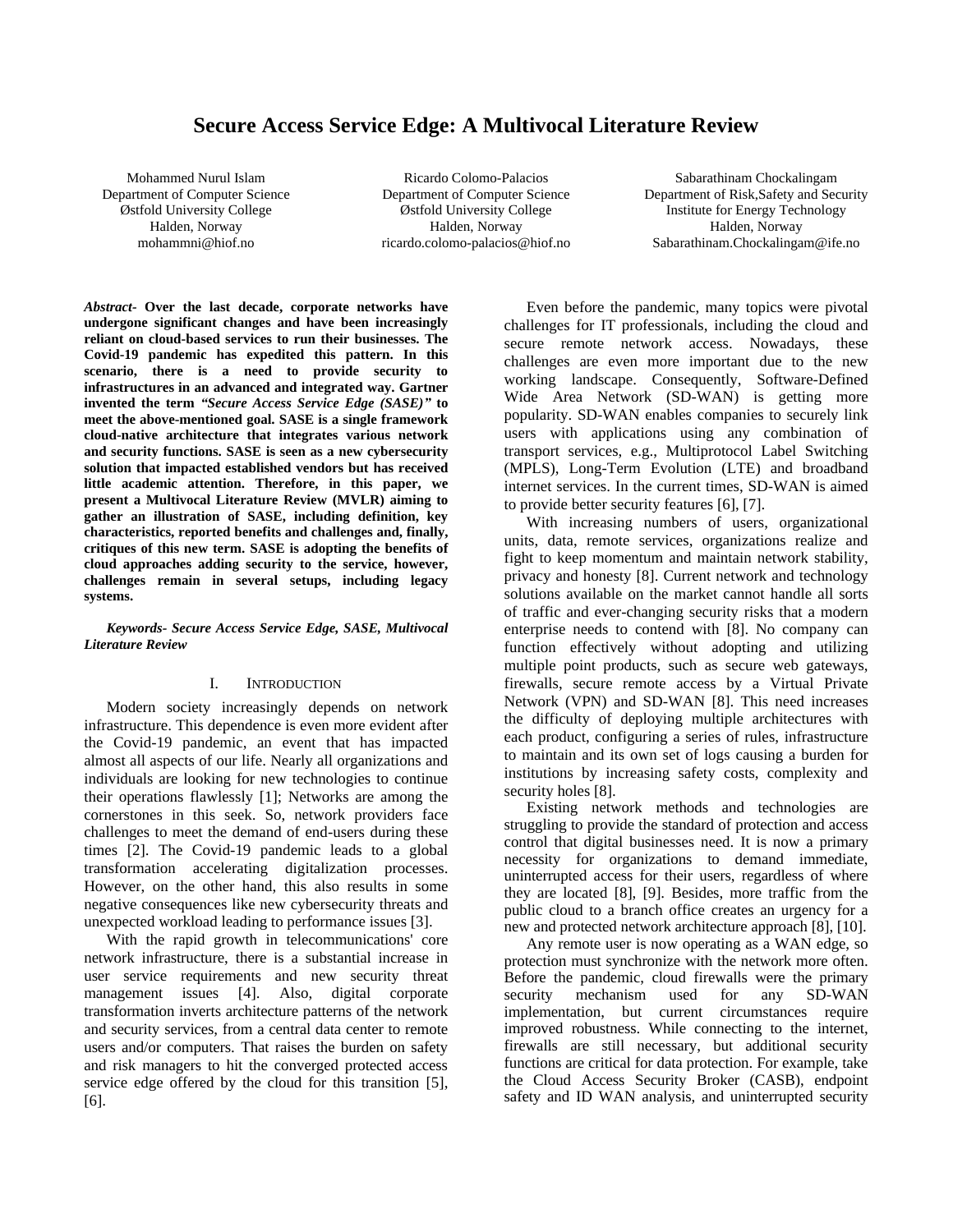# Secure Access Service Edge: A Multivocal Literature Review

Mohammed Nurul Islam
Department of Computer Science
Østfold University College
Halden, Norway
mohammni@hiof.no

Ricardo Colomo-Palacios
Department of Computer Science
Østfold University College
Halden, Norway
ricardo.colomo-palacios@hiof.no

Sabarathinam Chockalingam
Department of Risk,Safety and Security
Institute for Energy Technology
Halden, Norway
Sabarathinam.Chockalingam@ife.no

***Abstract*- Over the last decade, corporate networks have undergone significant changes and have been increasingly reliant on cloud-based services to run their businesses. The Covid-19 pandemic has expedited this pattern. In this scenario, there is a need to provide security to infrastructures in an advanced and integrated way. Gartner invented the term *"Secure Access Service Edge (SASE)"* to meet the above-mentioned goal. SASE is a single framework cloud-native architecture that integrates various network and security functions. SASE is seen as a new cybersecurity solution that impacted established vendors but has received little academic attention. Therefore, in this paper, we present a Multivocal Literature Review (MVLR) aiming to gather an illustration of SASE, including definition, key characteristics, reported benefits and challenges and, finally, critiques of this new term. SASE is adopting the benefits of cloud approaches adding security to the service, however, challenges remain in several setups, including legacy systems.**

***Keywords- Secure Access Service Edge, SASE, Multivocal Literature Review***

## I. Introduction

Modern society increasingly depends on network infrastructure. This dependence is even more evident after the Covid-19 pandemic, an event that has impacted almost all aspects of our life. Nearly all organizations and individuals are looking for new technologies to continue their operations flawlessly [1]; Networks are among the cornerstones in this seek. So, network providers face challenges to meet the demand of end-users during these times [2]. The Covid-19 pandemic leads to a global transformation accelerating digitalization processes. However, on the other hand, this also results in some negative consequences like new cybersecurity threats and unexpected workload leading to performance issues [3].

With the rapid growth in telecommunications' core network infrastructure, there is a substantial increase in user service requirements and new security threat management issues [4]. Also, digital corporate transformation inverts architecture patterns of the network and security services, from a central data center to remote users and/or computers. That raises the burden on safety and risk managers to hit the converged protected access service edge offered by the cloud for this transition [5], [6].

Even before the pandemic, many topics were pivotal challenges for IT professionals, including the cloud and secure remote network access. Nowadays, these challenges are even more important due to the new working landscape. Consequently, Software-Defined Wide Area Network (SD-WAN) is getting more popularity. SD-WAN enables companies to securely link users with applications using any combination of transport services, e.g., Multiprotocol Label Switching (MPLS), Long-Term Evolution (LTE) and broadband internet services. In the current times, SD-WAN is aimed to provide better security features [6], [7].

With increasing numbers of users, organizational units, data, remote services, organizations realize and fight to keep momentum and maintain network stability, privacy and honesty [8]. Current network and technology solutions available on the market cannot handle all sorts of traffic and ever-changing security risks that a modern enterprise needs to contend with [8]. No company can function effectively without adopting and utilizing multiple point products, such as secure web gateways, firewalls, secure remote access by a Virtual Private Network (VPN) and SD-WAN [8]. This need increases the difficulty of deploying multiple architectures with each product, configuring a series of rules, infrastructure to maintain and its own set of logs causing a burden for institutions by increasing safety costs, complexity and security holes [8].

Existing network methods and technologies are struggling to provide the standard of protection and access control that digital businesses need. It is now a primary necessity for organizations to demand immediate, uninterrupted access for their users, regardless of where they are located [8], [9]. Besides, more traffic from the public cloud to a branch office creates an urgency for a new and protected network architecture approach [8], [10].

Any remote user is now operating as a WAN edge, so protection must synchronize with the network more often. Before the pandemic, cloud firewalls were the primary security mechanism used for any SD-WAN implementation, but current circumstances require improved robustness. While connecting to the internet, firewalls are still necessary, but additional security functions are critical for data protection. For example, take the Cloud Access Security Broker (CASB), endpoint safety and ID WAN analysis, and uninterrupted security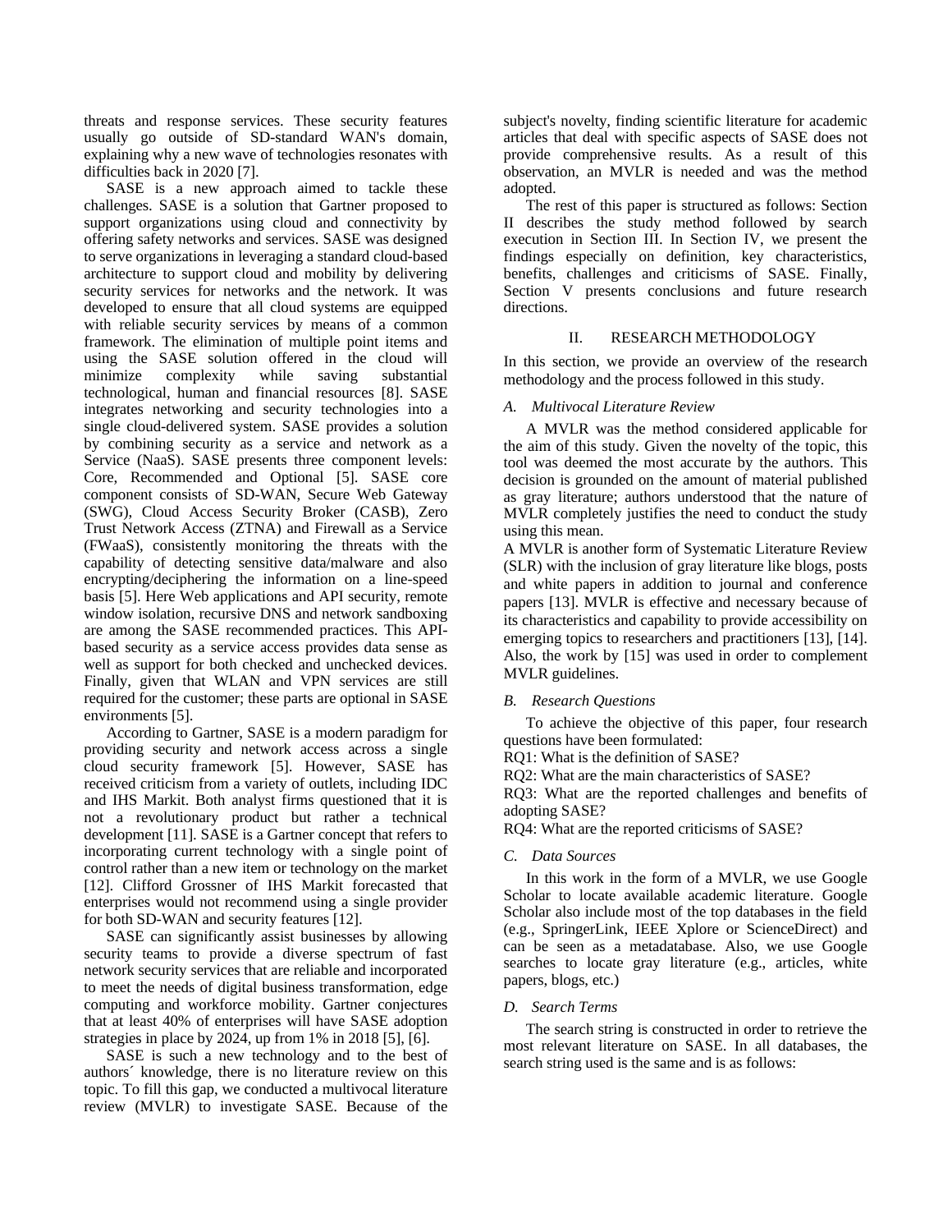threats and response services. These security features usually go outside of SD-standard WAN's domain, explaining why a new wave of technologies resonates with difficulties back in 2020 [7].

SASE is a new approach aimed to tackle these challenges. SASE is a solution that Gartner proposed to support organizations using cloud and connectivity by offering safety networks and services. SASE was designed to serve organizations in leveraging a standard cloud-based architecture to support cloud and mobility by delivering security services for networks and the network. It was developed to ensure that all cloud systems are equipped with reliable security services by means of a common framework. The elimination of multiple point items and using the SASE solution offered in the cloud will minimize complexity while saving substantial technological, human and financial resources [8]. SASE integrates networking and security technologies into a single cloud-delivered system. SASE provides a solution by combining security as a service and network as a Service (NaaS). SASE presents three component levels: Core, Recommended and Optional [5]. SASE core component consists of SD-WAN, Secure Web Gateway (SWG), Cloud Access Security Broker (CASB), Zero Trust Network Access (ZTNA) and Firewall as a Service (FWaaS), consistently monitoring the threats with the capability of detecting sensitive data/malware and also encrypting/deciphering the information on a line-speed basis [5]. Here Web applications and API security, remote window isolation, recursive DNS and network sandboxing are among the SASE recommended practices. This API-based security as a service access provides data sense as well as support for both checked and unchecked devices. Finally, given that WLAN and VPN services are still required for the customer; these parts are optional in SASE environments [5].

According to Gartner, SASE is a modern paradigm for providing security and network access across a single cloud security framework [5]. However, SASE has received criticism from a variety of outlets, including IDC and IHS Markit. Both analyst firms questioned that it is not a revolutionary product but rather a technical development [11]. SASE is a Gartner concept that refers to incorporating current technology with a single point of control rather than a new item or technology on the market [12]. Clifford Grossner of IHS Markit forecasted that enterprises would not recommend using a single provider for both SD-WAN and security features [12].

SASE can significantly assist businesses by allowing security teams to provide a diverse spectrum of fast network security services that are reliable and incorporated to meet the needs of digital business transformation, edge computing and workforce mobility. Gartner conjectures that at least 40% of enterprises will have SASE adoption strategies in place by 2024, up from 1% in 2018 [5], [6].

SASE is such a new technology and to the best of authors´ knowledge, there is no literature review on this topic. To fill this gap, we conducted a multivocal literature review (MVLR) to investigate SASE. Because of the subject's novelty, finding scientific literature for academic articles that deal with specific aspects of SASE does not provide comprehensive results. As a result of this observation, an MVLR is needed and was the method adopted.

The rest of this paper is structured as follows: Section II describes the study method followed by search execution in Section III. In Section IV, we present the findings especially on definition, key characteristics, benefits, challenges and criticisms of SASE. Finally, Section V presents conclusions and future research directions.

## II. RESEARCH METHODOLOGY

In this section, we provide an overview of the research methodology and the process followed in this study.

### *A. Multivocal Literature Review*

A MVLR was the method considered applicable for the aim of this study. Given the novelty of the topic, this tool was deemed the most accurate by the authors. This decision is grounded on the amount of material published as gray literature; authors understood that the nature of MVLR completely justifies the need to conduct the study using this mean.

A MVLR is another form of Systematic Literature Review (SLR) with the inclusion of gray literature like blogs, posts and white papers in addition to journal and conference papers [13]. MVLR is effective and necessary because of its characteristics and capability to provide accessibility on emerging topics to researchers and practitioners [13], [14]. Also, the work by [15] was used in order to complement MVLR guidelines.

### *B. Research Questions*

To achieve the objective of this paper, four research questions have been formulated:

RQ1: What is the definition of SASE?

RQ2: What are the main characteristics of SASE?

RQ3: What are the reported challenges and benefits of adopting SASE?

RQ4: What are the reported criticisms of SASE?

### *C. Data Sources*

In this work in the form of a MVLR, we use Google Scholar to locate available academic literature. Google Scholar also include most of the top databases in the field (e.g., SpringerLink, IEEE Xplore or ScienceDirect) and can be seen as a metadatabase. Also, we use Google searches to locate gray literature (e.g., articles, white papers, blogs, etc.)

### *D. Search Terms*

The search string is constructed in order to retrieve the most relevant literature on SASE. In all databases, the search string used is the same and is as follows: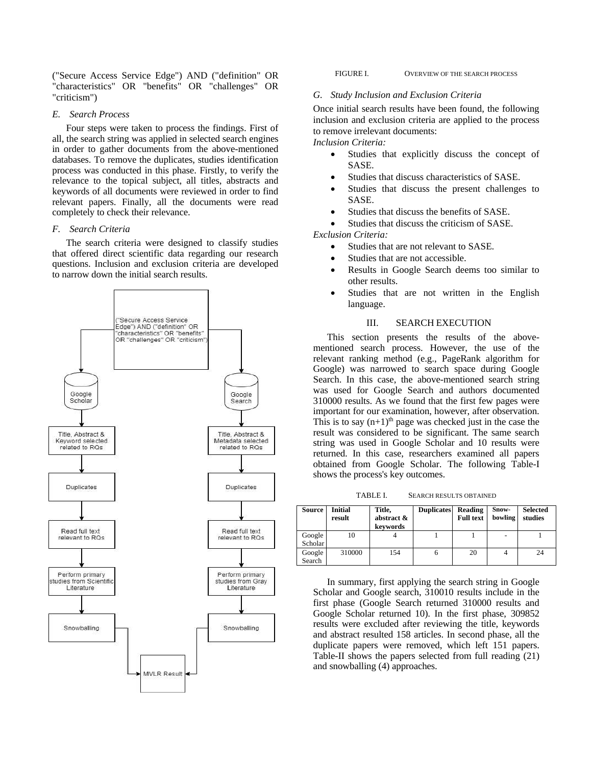("Secure Access Service Edge") AND ("definition" OR "characteristics" OR "benefits" OR "challenges" OR "criticism")

### *E. Search Process*

Four steps were taken to process the findings. First of all, the search string was applied in selected search engines in order to gather documents from the above-mentioned databases. To remove the duplicates, studies identification process was conducted in this phase. Firstly, to verify the relevance to the topical subject, all titles, abstracts and keywords of all documents were reviewed in order to find relevant papers. Finally, all the documents were read completely to check their relevance.

### *F. Search Criteria*

The search criteria were designed to classify studies that offered direct scientific data regarding our research questions. Inclusion and exclusion criteria are developed to narrow down the initial search results.

FIGURE I. OVERVIEW OF THE SEARCH PROCESS

### *G. Study Inclusion and Exclusion Criteria*

Once initial search results have been found, the following inclusion and exclusion criteria are applied to the process to remove irrelevant documents:

*Inclusion Criteria:*

- Studies that explicitly discuss the concept of SASE.
- Studies that discuss characteristics of SASE.
- Studies that discuss the present challenges to SASE.
- Studies that discuss the benefits of SASE.
- Studies that discuss the criticism of SASE.

*Exclusion Criteria:*

- Studies that are not relevant to SASE.
- Studies that are not accessible.
- Results in Google Search deems too similar to other results.
- Studies that are not written in the English language.

## III. SEARCH EXECUTION

This section presents the results of the above-mentioned search process. However, the use of the relevant ranking method (e.g., PageRank algorithm for Google) was narrowed to search space during Google Search. In this case, the above-mentioned search string was used for Google Search and authors documented 310000 results. As we found that the first few pages were important for our examination, however, after observation. This is to say $(n+1)^{th}$ page was checked just in the case the result was considered to be significant. The same search string was used in Google Scholar and 10 results were returned. In this case, researchers examined all papers obtained from Google Scholar. The following Table-I shows the process's key outcomes.

TABLE I. SEARCH RESULTS OBTAINED

| Source | Initial result | Title, abstract & keywords | Duplicates | Reading Full text | Snow-bowling | Selected studies |
|---|---|---|---|---|---|---|
| Google Scholar | 10 | 4 | 1 | 1 | - | 1 |
| Google Search | 310000 | 154 | 6 | 20 | 4 | 24 |

In summary, first applying the search string in Google Scholar and Google search, 310010 results include in the first phase (Google Search returned 310000 results and Google Scholar returned 10). In the first phase, 309852 results were excluded after reviewing the title, keywords and abstract resulted 158 articles. In second phase, all the duplicate papers were removed, which left 151 papers. Table-II shows the papers selected from full reading (21) and snowballing (4) approaches.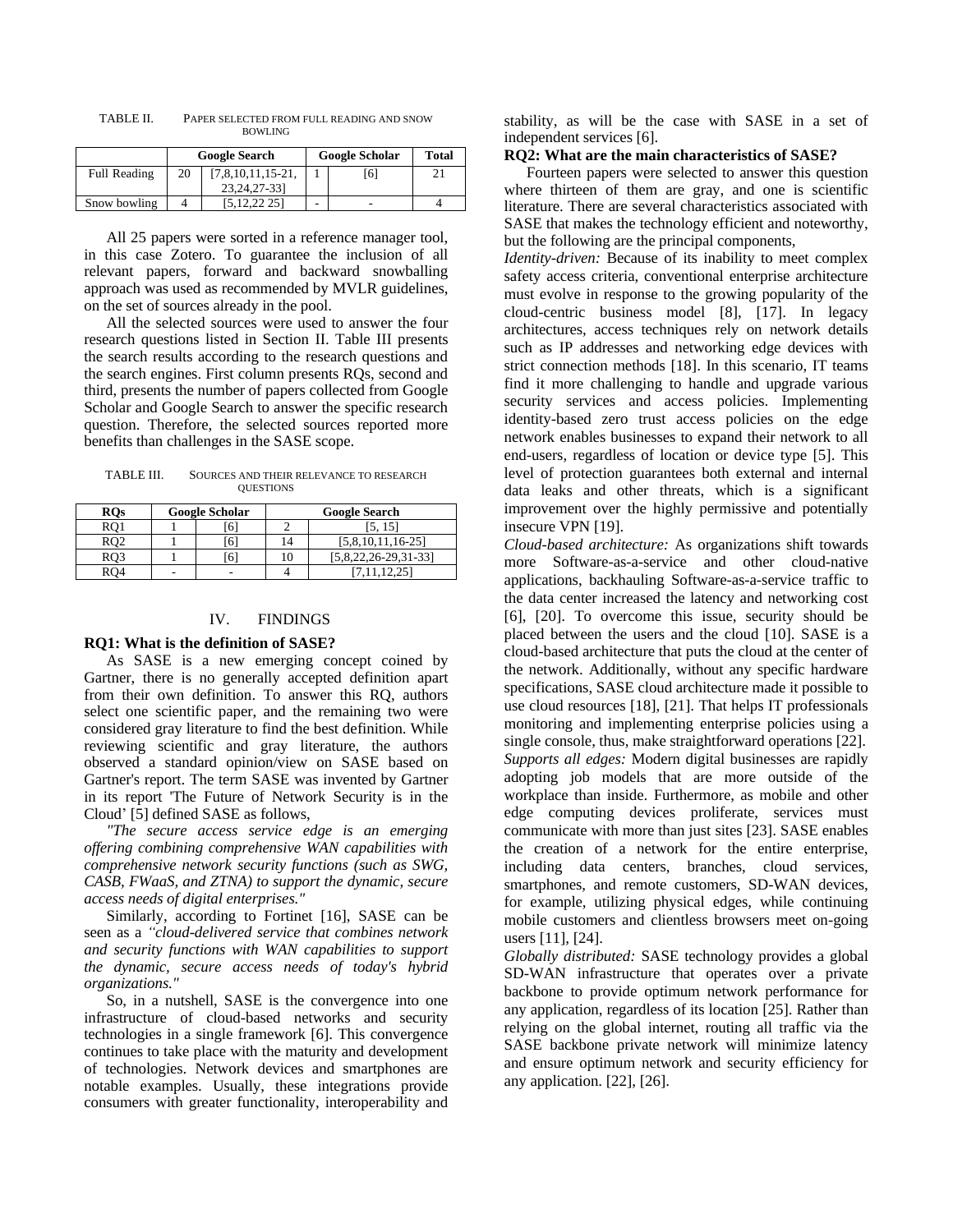TABLE II. PAPER SELECTED FROM FULL READING AND SNOW BOWLING

| | Google Search | | Google Scholar | | Total |
|---|---|---|---|---|---|
| Full Reading | 20 | [7,8,10,11,15-21, 23,24,27-33] | 1 | [6] | 21 |
| Snow bowling | 4 | [5,12,22 25] | - | - | 4 |

All 25 papers were sorted in a reference manager tool, in this case Zotero. To guarantee the inclusion of all relevant papers, forward and backward snowballing approach was used as recommended by MVLR guidelines, on the set of sources already in the pool.

All the selected sources were used to answer the four research questions listed in Section II. Table III presents the search results according to the research questions and the search engines. First column presents RQs, second and third, presents the number of papers collected from Google Scholar and Google Search to answer the specific research question. Therefore, the selected sources reported more benefits than challenges in the SASE scope.

TABLE III. SOURCES AND THEIR RELEVANCE TO RESEARCH QUESTIONS

| RQs | Google Scholar | | Google Search | |
|---|---|---|---|---|
| RQ1 | 1 | [6] | 2 | [5, 15] |
| RQ2 | 1 | [6] | 14 | [5,8,10,11,16-25] |
| RQ3 | 1 | [6] | 10 | [5,8,22,26-29,31-33] |
| RQ4 | - | - | 4 | [7,11,12,25] |

## IV. FINDINGS

**RQ1: What is the definition of SASE?**

As SASE is a new emerging concept coined by Gartner, there is no generally accepted definition apart from their own definition. To answer this RQ, authors select one scientific paper, and the remaining two were considered gray literature to find the best definition. While reviewing scientific and gray literature, the authors observed a standard opinion/view on SASE based on Gartner's report. The term SASE was invented by Gartner in its report 'The Future of Network Security is in the Cloud' [5] defined SASE as follows,

*"The secure access service edge is an emerging offering combining comprehensive WAN capabilities with comprehensive network security functions (such as SWG, CASB, FWaaS, and ZTNA) to support the dynamic, secure access needs of digital enterprises."*

Similarly, according to Fortinet [16], SASE can be seen as a *"cloud-delivered service that combines network and security functions with WAN capabilities to support the dynamic, secure access needs of today's hybrid organizations."*

So, in a nutshell, SASE is the convergence into one infrastructure of cloud-based networks and security technologies in a single framework [6]. This convergence continues to take place with the maturity and development of technologies. Network devices and smartphones are notable examples. Usually, these integrations provide consumers with greater functionality, interoperability and stability, as will be the case with SASE in a set of independent services [6].

**RQ2: What are the main characteristics of SASE?**

Fourteen papers were selected to answer this question where thirteen of them are gray, and one is scientific literature. There are several characteristics associated with SASE that makes the technology efficient and noteworthy, but the following are the principal components,

*Identity-driven:* Because of its inability to meet complex safety access criteria, conventional enterprise architecture must evolve in response to the growing popularity of the cloud-centric business model [8], [17]. In legacy architectures, access techniques rely on network details such as IP addresses and networking edge devices with strict connection methods [18]. In this scenario, IT teams find it more challenging to handle and upgrade various security services and access policies. Implementing identity-based zero trust access policies on the edge network enables businesses to expand their network to all end-users, regardless of location or device type [5]. This level of protection guarantees both external and internal data leaks and other threats, which is a significant improvement over the highly permissive and potentially insecure VPN [19].

*Cloud-based architecture:* As organizations shift towards more Software-as-a-service and other cloud-native applications, backhauling Software-as-a-service traffic to the data center increased the latency and networking cost [6], [20]. To overcome this issue, security should be placed between the users and the cloud [10]. SASE is a cloud-based architecture that puts the cloud at the center of the network. Additionally, without any specific hardware specifications, SASE cloud architecture made it possible to use cloud resources [18], [21]. That helps IT professionals monitoring and implementing enterprise policies using a single console, thus, make straightforward operations [22].

*Supports all edges:* Modern digital businesses are rapidly adopting job models that are more outside of the workplace than inside. Furthermore, as mobile and other edge computing devices proliferate, services must communicate with more than just sites [23]. SASE enables the creation of a network for the entire enterprise, including data centers, branches, cloud services, smartphones, and remote customers, SD-WAN devices, for example, utilizing physical edges, while continuing mobile customers and clientless browsers meet on-going users [11], [24].

*Globally distributed:* SASE technology provides a global SD-WAN infrastructure that operates over a private backbone to provide optimum network performance for any application, regardless of its location [25]. Rather than relying on the global internet, routing all traffic via the SASE backbone private network will minimize latency and ensure optimum network and security efficiency for any application. [22], [26].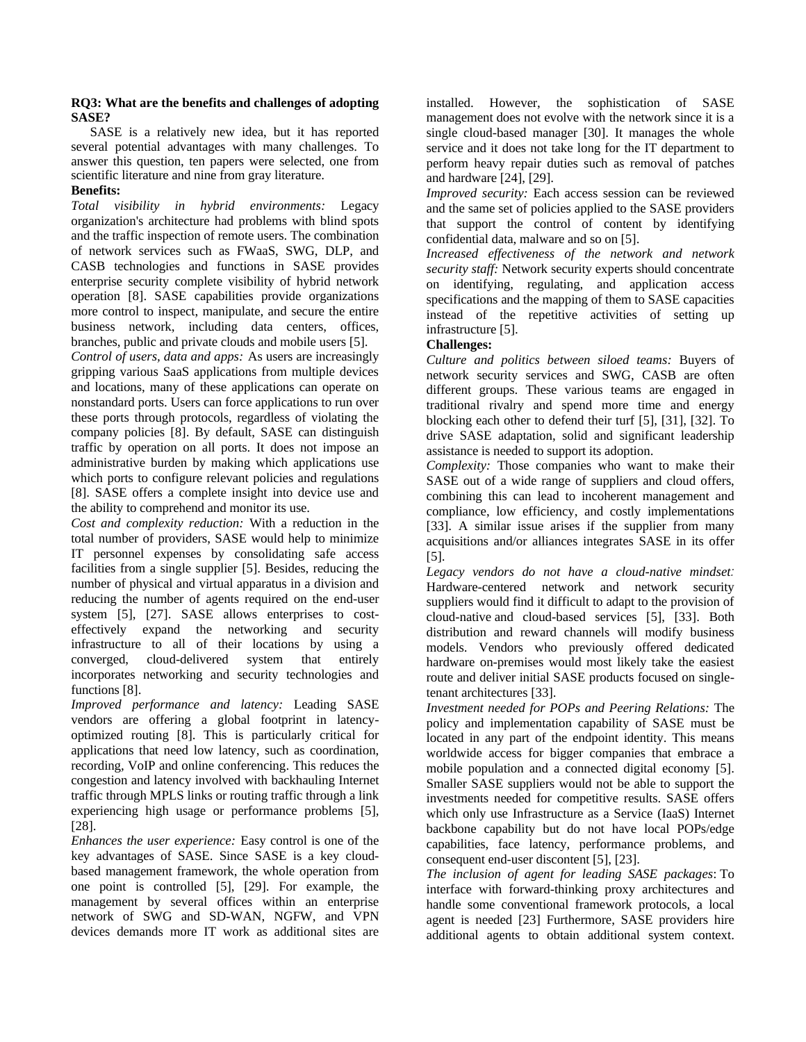**RQ3: What are the benefits and challenges of adopting SASE?**

SASE is a relatively new idea, but it has reported several potential advantages with many challenges. To answer this question, ten papers were selected, one from scientific literature and nine from gray literature.

**Benefits:**

*Total visibility in hybrid environments:* Legacy organization's architecture had problems with blind spots and the traffic inspection of remote users. The combination of network services such as FWaaS, SWG, DLP, and CASB technologies and functions in SASE provides enterprise security complete visibility of hybrid network operation [8]. SASE capabilities provide organizations more control to inspect, manipulate, and secure the entire business network, including data centers, offices, branches, public and private clouds and mobile users [5].

*Control of users, data and apps:* As users are increasingly gripping various SaaS applications from multiple devices and locations, many of these applications can operate on nonstandard ports. Users can force applications to run over these ports through protocols, regardless of violating the company policies [8]. By default, SASE can distinguish traffic by operation on all ports. It does not impose an administrative burden by making which applications use which ports to configure relevant policies and regulations [8]. SASE offers a complete insight into device use and the ability to comprehend and monitor its use.

*Cost and complexity reduction:* With a reduction in the total number of providers, SASE would help to minimize IT personnel expenses by consolidating safe access facilities from a single supplier [5]. Besides, reducing the number of physical and virtual apparatus in a division and reducing the number of agents required on the end-user system [5], [27]. SASE allows enterprises to cost-effectively expand the networking and security infrastructure to all of their locations by using a converged, cloud-delivered system that entirely incorporates networking and security technologies and functions [8].

*Improved performance and latency:* Leading SASE vendors are offering a global footprint in latency-optimized routing [8]. This is particularly critical for applications that need low latency, such as coordination, recording, VoIP and online conferencing. This reduces the congestion and latency involved with backhauling Internet traffic through MPLS links or routing traffic through a link experiencing high usage or performance problems [5], [28].

*Enhances the user experience:* Easy control is one of the key advantages of SASE. Since SASE is a key cloud-based management framework, the whole operation from one point is controlled [5], [29]. For example, the management by several offices within an enterprise network of SWG and SD-WAN, NGFW, and VPN devices demands more IT work as additional sites are installed. However, the sophistication of SASE management does not evolve with the network since it is a single cloud-based manager [30]. It manages the whole service and it does not take long for the IT department to perform heavy repair duties such as removal of patches and hardware [24], [29].

*Improved security:* Each access session can be reviewed and the same set of policies applied to the SASE providers that support the control of content by identifying confidential data, malware and so on [5].

*Increased effectiveness of the network and network security staff:* Network security experts should concentrate on identifying, regulating, and application access specifications and the mapping of them to SASE capacities instead of the repetitive activities of setting up infrastructure [5].

**Challenges:**

*Culture and politics between siloed teams:* Buyers of network security services and SWG, CASB are often different groups. These various teams are engaged in traditional rivalry and spend more time and energy blocking each other to defend their turf [5], [31], [32]. To drive SASE adaptation, solid and significant leadership assistance is needed to support its adoption.

*Complexity:* Those companies who want to make their SASE out of a wide range of suppliers and cloud offers, combining this can lead to incoherent management and compliance, low efficiency, and costly implementations [33]. A similar issue arises if the supplier from many acquisitions and/or alliances integrates SASE in its offer [5].

*Legacy vendors do not have a cloud-native mindset:* Hardware-centered network and network security suppliers would find it difficult to adapt to the provision of cloud-native and cloud-based services [5], [33]. Both distribution and reward channels will modify business models. Vendors who previously offered dedicated hardware on-premises would most likely take the easiest route and deliver initial SASE products focused on single-tenant architectures [33].

*Investment needed for POPs and Peering Relations:* The policy and implementation capability of SASE must be located in any part of the endpoint identity. This means worldwide access for bigger companies that embrace a mobile population and a connected digital economy [5]. Smaller SASE suppliers would not be able to support the investments needed for competitive results. SASE offers which only use Infrastructure as a Service (IaaS) Internet backbone capability but do not have local POPs/edge capabilities, face latency, performance problems, and consequent end-user discontent [5], [23].

*The inclusion of agent for leading SASE packages*: To interface with forward-thinking proxy architectures and handle some conventional framework protocols, a local agent is needed [23] Furthermore, SASE providers hire additional agents to obtain additional system context.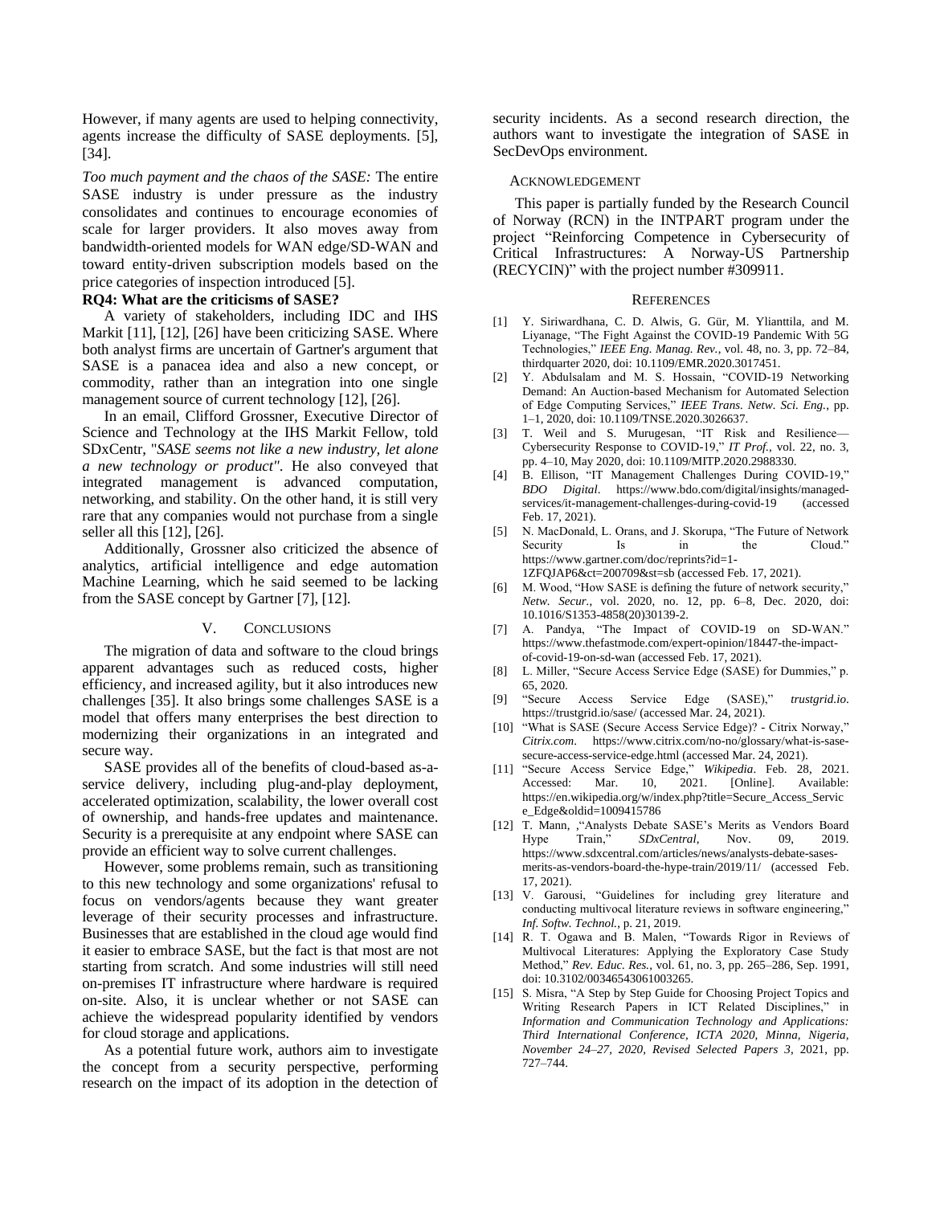However, if many agents are used to helping connectivity, agents increase the difficulty of SASE deployments. [5], [34].

*Too much payment and the chaos of the SASE:* The entire SASE industry is under pressure as the industry consolidates and continues to encourage economies of scale for larger providers. It also moves away from bandwidth-oriented models for WAN edge/SD-WAN and toward entity-driven subscription models based on the price categories of inspection introduced [5].

**RQ4: What are the criticisms of SASE?**

A variety of stakeholders, including IDC and IHS Markit [11], [12], [26] have been criticizing SASE. Where both analyst firms are uncertain of Gartner's argument that SASE is a panacea idea and also a new concept, or commodity, rather than an integration into one single management source of current technology [12], [26].

In an email, Clifford Grossner, Executive Director of Science and Technology at the IHS Markit Fellow, told SDxCentr, "*SASE seems not like a new industry, let alone a new technology or product"*. He also conveyed that integrated management is advanced computation, networking, and stability. On the other hand, it is still very rare that any companies would not purchase from a single seller all this [12], [26].

Additionally, Grossner also criticized the absence of analytics, artificial intelligence and edge automation Machine Learning, which he said seemed to be lacking from the SASE concept by Gartner [7], [12].

## V. Conclusions

The migration of data and software to the cloud brings apparent advantages such as reduced costs, higher efficiency, and increased agility, but it also introduces new challenges [35]. It also brings some challenges SASE is a model that offers many enterprises the best direction to modernizing their organizations in an integrated and secure way.

SASE provides all of the benefits of cloud-based as-a-service delivery, including plug-and-play deployment, accelerated optimization, scalability, the lower overall cost of ownership, and hands-free updates and maintenance. Security is a prerequisite at any endpoint where SASE can provide an efficient way to solve current challenges.

However, some problems remain, such as transitioning to this new technology and some organizations' refusal to focus on vendors/agents because they want greater leverage of their security processes and infrastructure. Businesses that are established in the cloud age would find it easier to embrace SASE, but the fact is that most are not starting from scratch. And some industries will still need on-premises IT infrastructure where hardware is required on-site. Also, it is unclear whether or not SASE can achieve the widespread popularity identified by vendors for cloud storage and applications.

As a potential future work, authors aim to investigate the concept from a security perspective, performing research on the impact of its adoption in the detection of security incidents. As a second research direction, the authors want to investigate the integration of SASE in SecDevOps environment.

## Acknowledgement

This paper is partially funded by the Research Council of Norway (RCN) in the INTPART program under the project "Reinforcing Competence in Cybersecurity of Critical Infrastructures: A Norway-US Partnership (RECYCIN)" with the project number #309911.

## References

[1] Y. Siriwardhana, C. D. Alwis, G. Gür, M. Ylianttila, and M. Liyanage, "The Fight Against the COVID-19 Pandemic With 5G Technologies," *IEEE Eng. Manag. Rev.*, vol. 48, no. 3, pp. 72–84, thirdquarter 2020, doi: 10.1109/EMR.2020.3017451.

[2] Y. Abdulsalam and M. S. Hossain, "COVID-19 Networking Demand: An Auction-based Mechanism for Automated Selection of Edge Computing Services," *IEEE Trans. Netw. Sci. Eng.*, pp. 1–1, 2020, doi: 10.1109/TNSE.2020.3026637.

[3] T. Weil and S. Murugesan, "IT Risk and Resilience—Cybersecurity Response to COVID-19," *IT Prof.*, vol. 22, no. 3, pp. 4–10, May 2020, doi: 10.1109/MITP.2020.2988330.

[4] B. Ellison, "IT Management Challenges During COVID-19," *BDO Digital*. https://www.bdo.com/digital/insights/managed-services/it-management-challenges-during-covid-19 (accessed Feb. 17, 2021).

[5] N. MacDonald, L. Orans, and J. Skorupa, "The Future of Network Security Is in the Cloud." https://www.gartner.com/doc/reprints?id=1-1ZFQJAP6&ct=200709&st=sb (accessed Feb. 17, 2021).

[6] M. Wood, "How SASE is defining the future of network security," *Netw. Secur.*, vol. 2020, no. 12, pp. 6–8, Dec. 2020, doi: 10.1016/S1353-4858(20)30139-2.

[7] A. Pandya, "The Impact of COVID-19 on SD-WAN." https://www.thefastmode.com/expert-opinion/18447-the-impact-of-covid-19-on-sd-wan (accessed Feb. 17, 2021).

[8] L. Miller, "Secure Access Service Edge (SASE) for Dummies," p. 65, 2020.

[9] "Secure Access Service Edge (SASE)," *trustgrid.io*. https://trustgrid.io/sase/ (accessed Mar. 24, 2021).

[10] "What is SASE (Secure Access Service Edge)? - Citrix Norway," *Citrix.com*. https://www.citrix.com/no-no/glossary/what-is-sase-secure-access-service-edge.html (accessed Mar. 24, 2021).

[11] "Secure Access Service Edge," *Wikipedia*. Feb. 28, 2021. Accessed: Mar. 10, 2021. [Online]. Available: https://en.wikipedia.org/w/index.php?title=Secure_Access_Service_Edge&oldid=1009415786

[12] T. Mann, ,"Analysts Debate SASE's Merits as Vendors Board Hype Train," *SDxCentral*, Nov. 09, 2019. https://www.sdxcentral.com/articles/news/analysts-debate-sases-merits-as-vendors-board-the-hype-train/2019/11/ (accessed Feb. 17, 2021).

[13] V. Garousi, "Guidelines for including grey literature and conducting multivocal literature reviews in software engineering," *Inf. Softw. Technol.*, p. 21, 2019.

[14] R. T. Ogawa and B. Malen, "Towards Rigor in Reviews of Multivocal Literatures: Applying the Exploratory Case Study Method," *Rev. Educ. Res.*, vol. 61, no. 3, pp. 265–286, Sep. 1991, doi: 10.3102/00346543061003265.

[15] S. Misra, "A Step by Step Guide for Choosing Project Topics and Writing Research Papers in ICT Related Disciplines," in *Information and Communication Technology and Applications: Third International Conference, ICTA 2020, Minna, Nigeria, November 24–27, 2020, Revised Selected Papers 3*, 2021, pp. 727–744.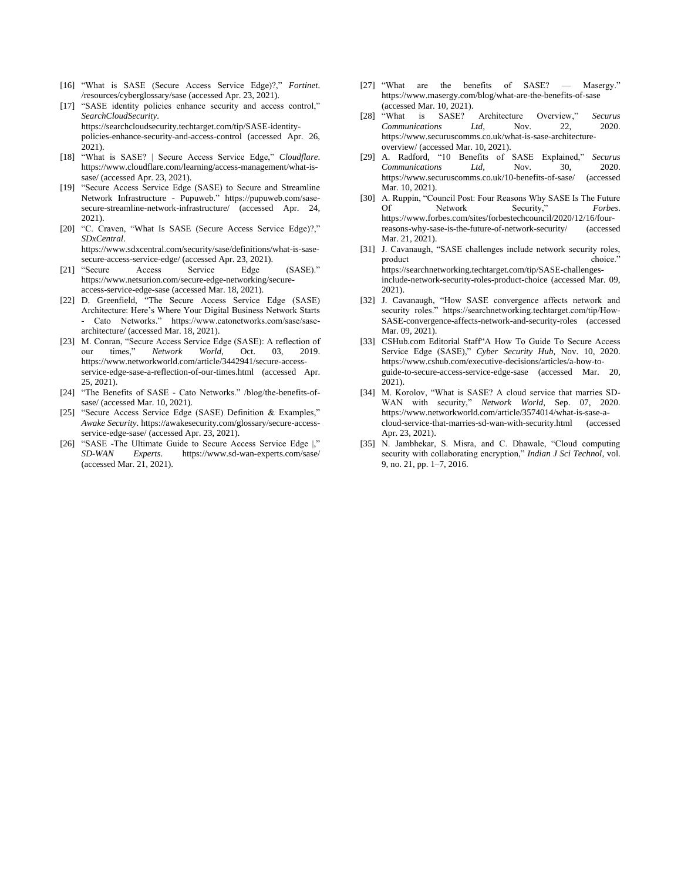[16] "What is SASE (Secure Access Service Edge)?," *Fortinet*. /resources/cyberglossary/sase (accessed Apr. 23, 2021).

[17] "SASE identity policies enhance security and access control," *SearchCloudSecurity*. https://searchcloudsecurity.techtarget.com/tip/SASE-identity-policies-enhance-security-and-access-control (accessed Apr. 26, 2021).

[18] "What is SASE? | Secure Access Service Edge," *Cloudflare*. https://www.cloudflare.com/learning/access-management/what-is-sase/ (accessed Apr. 23, 2021).

[19] "Secure Access Service Edge (SASE) to Secure and Streamline Network Infrastructure - Pupuweb." https://pupuweb.com/sase-secure-streamline-network-infrastructure/ (accessed Apr. 24, 2021).

[20] "C. Craven, "What Is SASE (Secure Access Service Edge)?," *SDxCentral*. https://www.sdxcentral.com/security/sase/definitions/what-is-sase-secure-access-service-edge/ (accessed Apr. 23, 2021).

[21] "Secure Access Service Edge (SASE)." https://www.netsurion.com/secure-edge-networking/secure-access-service-edge-sase (accessed Mar. 18, 2021).

[22] D. Greenfield, "The Secure Access Service Edge (SASE) Architecture: Here's Where Your Digital Business Network Starts - Cato Networks." https://www.catonetworks.com/sase/sase-architecture/ (accessed Mar. 18, 2021).

[23] M. Conran, "Secure Access Service Edge (SASE): A reflection of our times," *Network World*, Oct. 03, 2019. https://www.networkworld.com/article/3442941/secure-access-service-edge-sase-a-reflection-of-our-times.html (accessed Apr. 25, 2021).

[24] "The Benefits of SASE - Cato Networks." /blog/the-benefits-of-sase/ (accessed Mar. 10, 2021).

[25] "Secure Access Service Edge (SASE) Definition & Examples," *Awake Security*. https://awakesecurity.com/glossary/secure-access-service-edge-sase/ (accessed Apr. 23, 2021).

[26] "SASE -The Ultimate Guide to Secure Access Service Edge |," *SD-WAN Experts*. https://www.sd-wan-experts.com/sase/ (accessed Mar. 21, 2021).

[27] "What are the benefits of SASE? — Masergy." https://www.masergy.com/blog/what-are-the-benefits-of-sase (accessed Mar. 10, 2021).

[28] "What is SASE? Architecture Overview," *Securus Communications Ltd*, Nov. 22, 2020. https://www.securuscomms.co.uk/what-is-sase-architecture-overview/ (accessed Mar. 10, 2021).

[29] A. Radford, "10 Benefits of SASE Explained," *Securus Communications Ltd*, Nov. 30, 2020. https://www.securuscomms.co.uk/10-benefits-of-sase/ (accessed Mar. 10, 2021).

[30] A. Ruppin, "Council Post: Four Reasons Why SASE Is The Future Of Network Security," *Forbes*. https://www.forbes.com/sites/forbestechcouncil/2020/12/16/four-reasons-why-sase-is-the-future-of-network-security/ (accessed Mar. 21, 2021).

[31] J. Cavanaugh, "SASE challenges include network security roles, product choice." https://searchnetworking.techtarget.com/tip/SASE-challenges-include-network-security-roles-product-choice (accessed Mar. 09, 2021).

[32] J. Cavanaugh, "How SASE convergence affects network and security roles." https://searchnetworking.techtarget.com/tip/How-SASE-convergence-affects-network-and-security-roles (accessed Mar. 09, 2021).

[33] CSHub.com Editorial Staff"A How To Guide To Secure Access Service Edge (SASE)," *Cyber Security Hub*, Nov. 10, 2020. https://www.cshub.com/executive-decisions/articles/a-how-to-guide-to-secure-access-service-edge-sase (accessed Mar. 20, 2021).

[34] M. Korolov, "What is SASE? A cloud service that marries SD-WAN with security," *Network World*, Sep. 07, 2020. https://www.networkworld.com/article/3574014/what-is-sase-a-cloud-service-that-marries-sd-wan-with-security.html (accessed Apr. 23, 2021).

[35] N. Jambhekar, S. Misra, and C. Dhawale, "Cloud computing security with collaborating encryption," *Indian J Sci Technol*, vol. 9, no. 21, pp. 1–7, 2016.